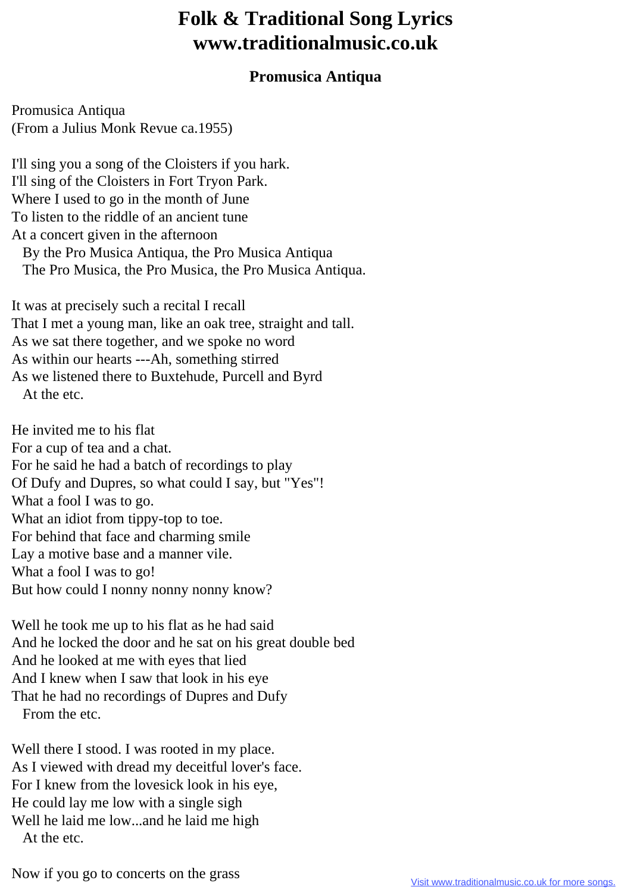# Folk & Traditional Song Lyrics
# www.traditionalmusic.co.uk

### Promusica Antiqua

Promusica Antiqua
(From a Julius Monk Revue ca.1955)

I'll sing you a song of the Cloisters if you hark.
I'll sing of the Cloisters in Fort Tryon Park.
Where I used to go in the month of June
To listen to the riddle of an ancient tune
At a concert given in the afternoon
  By the Pro Musica Antiqua, the Pro Musica Antiqua
  The Pro Musica, the Pro Musica, the Pro Musica Antiqua.

It was at precisely such a recital I recall
That I met a young man, like an oak tree, straight and tall.
As we sat there together, and we spoke no word
As within our hearts ---Ah, something stirred
As we listened there to Buxtehude, Purcell and Byrd
  At the etc.

He invited me to his flat
For a cup of tea and a chat.
For he said he had a batch of recordings to play
Of Dufy and Dupres, so what could I say, but "Yes"!
What a fool I was to go.
What an idiot from tippy-top to toe.
For behind that face and charming smile
Lay a motive base and a manner vile.
What a fool I was to go!
But how could I nonny nonny nonny know?

Well he took me up to his flat as he had said
And he locked the door and he sat on his great double bed
And he looked at me with eyes that lied
And I knew when I saw that look in his eye
That he had no recordings of Dupres and Dufy
  From the etc.

Well there I stood. I was rooted in my place.
As I viewed with dread my deceitful lover's face.
For I knew from the lovesick look in his eye,
He could lay me low with a single sigh
Well he laid me low...and he laid me high
  At the etc.

Now if you go to concerts on the grass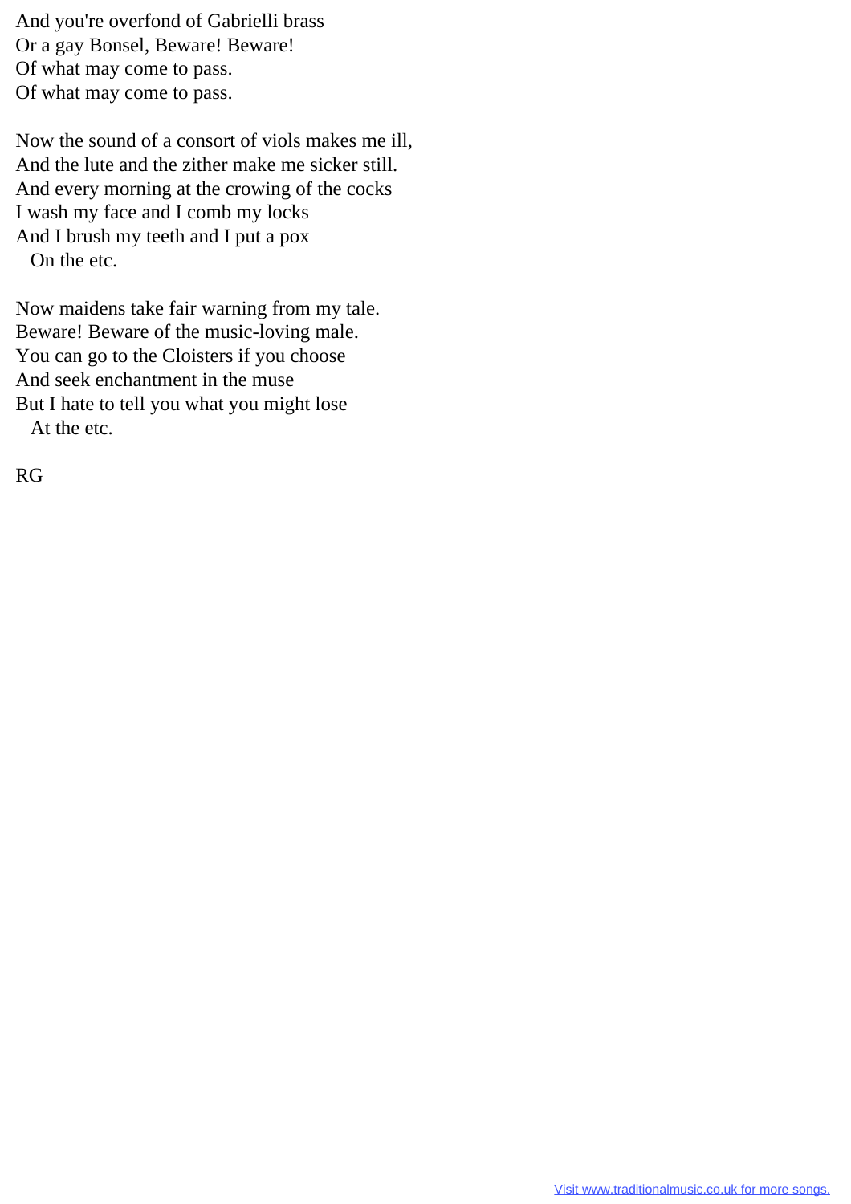And you're overfond of Gabrielli brass
Or a gay Bonsel, Beware! Beware!
Of what may come to pass.
Of what may come to pass.

Now the sound of a consort of viols makes me ill,
And the lute and the zither make me sicker still.
And every morning at the crowing of the cocks
I wash my face and I comb my locks
And I brush my teeth and I put a pox
  On the etc.

Now maidens take fair warning from my tale.
Beware! Beware of the music-loving male.
You can go to the Cloisters if you choose
And seek enchantment in the muse
But I hate to tell you what you might lose
  At the etc.

RG